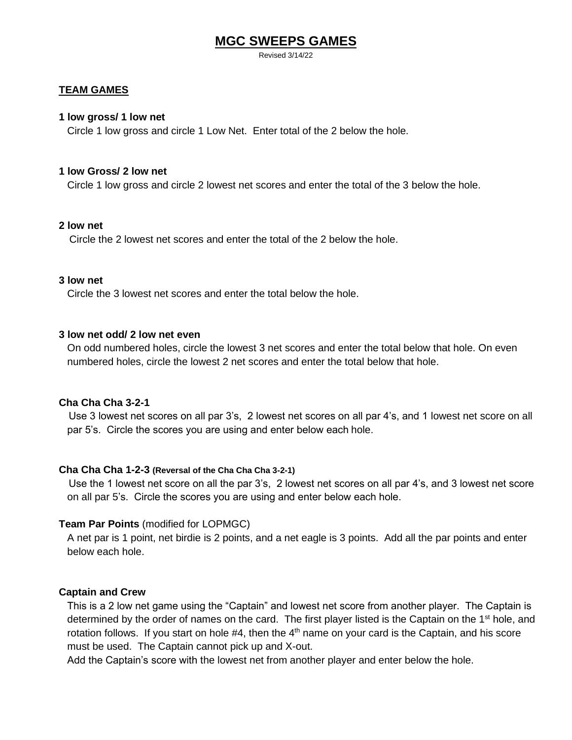# MGC SWEEPS GAMES

Revised 3/14/22

## TEAM GAMES

**1 low gross/ 1 low net**

Circle 1 low gross and circle 1 Low Net. Enter total of the 2 below the hole.

**1 low Gross/ 2 low net**

Circle 1 low gross and circle 2 lowest net scores and enter the total of the 3 below the hole.

**2 low net**

Circle the 2 lowest net scores and enter the total of the 2 below the hole.

**3 low net**

Circle the 3 lowest net scores and enter the total below the hole.

**3 low net odd/ 2 low net even**

On odd numbered holes, circle the lowest 3 net scores and enter the total below that hole. On even numbered holes, circle the lowest 2 net scores and enter the total below that hole.

**Cha Cha Cha 3-2-1**

Use 3 lowest net scores on all par 3's, 2 lowest net scores on all par 4's, and 1 lowest net score on all par 5's. Circle the scores you are using and enter below each hole.

**Cha Cha Cha 1-2-3 (Reversal of the Cha Cha Cha 3-2-1)**

Use the 1 lowest net score on all the par 3's, 2 lowest net scores on all par 4's, and 3 lowest net score on all par 5's. Circle the scores you are using and enter below each hole.

**Team Par Points** (modified for LOPMGC)

A net par is 1 point, net birdie is 2 points, and a net eagle is 3 points. Add all the par points and enter below each hole.

**Captain and Crew**

This is a 2 low net game using the "Captain" and lowest net score from another player. The Captain is determined by the order of names on the card. The first player listed is the Captain on the 1st hole, and rotation follows. If you start on hole #4, then the 4th name on your card is the Captain, and his score must be used. The Captain cannot pick up and X-out.

Add the Captain's score with the lowest net from another player and enter below the hole.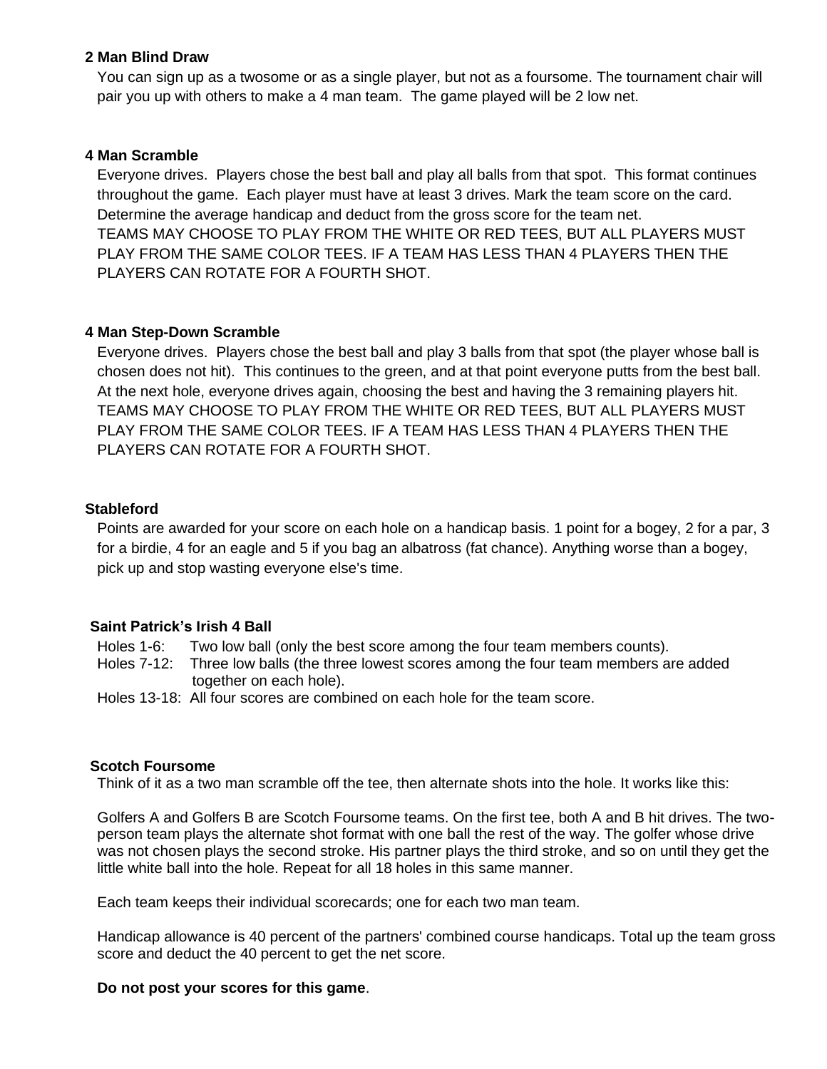**2 Man Blind Draw**

You can sign up as a twosome or as a single player, but not as a foursome. The tournament chair will pair you up with others to make a 4 man team. The game played will be 2 low net.

**4 Man Scramble**

Everyone drives. Players chose the best ball and play all balls from that spot. This format continues throughout the game. Each player must have at least 3 drives. Mark the team score on the card. Determine the average handicap and deduct from the gross score for the team net.
TEAMS MAY CHOOSE TO PLAY FROM THE WHITE OR RED TEES, BUT ALL PLAYERS MUST PLAY FROM THE SAME COLOR TEES. IF A TEAM HAS LESS THAN 4 PLAYERS THEN THE PLAYERS CAN ROTATE FOR A FOURTH SHOT.

**4 Man Step-Down Scramble**

Everyone drives. Players chose the best ball and play 3 balls from that spot (the player whose ball is chosen does not hit). This continues to the green, and at that point everyone putts from the best ball. At the next hole, everyone drives again, choosing the best and having the 3 remaining players hit.
TEAMS MAY CHOOSE TO PLAY FROM THE WHITE OR RED TEES, BUT ALL PLAYERS MUST PLAY FROM THE SAME COLOR TEES. IF A TEAM HAS LESS THAN 4 PLAYERS THEN THE PLAYERS CAN ROTATE FOR A FOURTH SHOT.

**Stableford**

Points are awarded for your score on each hole on a handicap basis. 1 point for a bogey, 2 for a par, 3 for a birdie, 4 for an eagle and 5 if you bag an albatross (fat chance). Anything worse than a bogey, pick up and stop wasting everyone else's time.

**Saint Patrick's Irish 4 Ball**

Holes 1-6: Two low ball (only the best score among the four team members counts).
Holes 7-12: Three low balls (the three lowest scores among the four team members are added together on each hole).
Holes 13-18: All four scores are combined on each hole for the team score.

**Scotch Foursome**

Think of it as a two man scramble off the tee, then alternate shots into the hole. It works like this:

Golfers A and Golfers B are Scotch Foursome teams. On the first tee, both A and B hit drives. The two-person team plays the alternate shot format with one ball the rest of the way. The golfer whose drive was not chosen plays the second stroke. His partner plays the third stroke, and so on until they get the little white ball into the hole. Repeat for all 18 holes in this same manner.

Each team keeps their individual scorecards; one for each two man team.

Handicap allowance is 40 percent of the partners' combined course handicaps. Total up the team gross score and deduct the 40 percent to get the net score.

**Do not post your scores for this game**.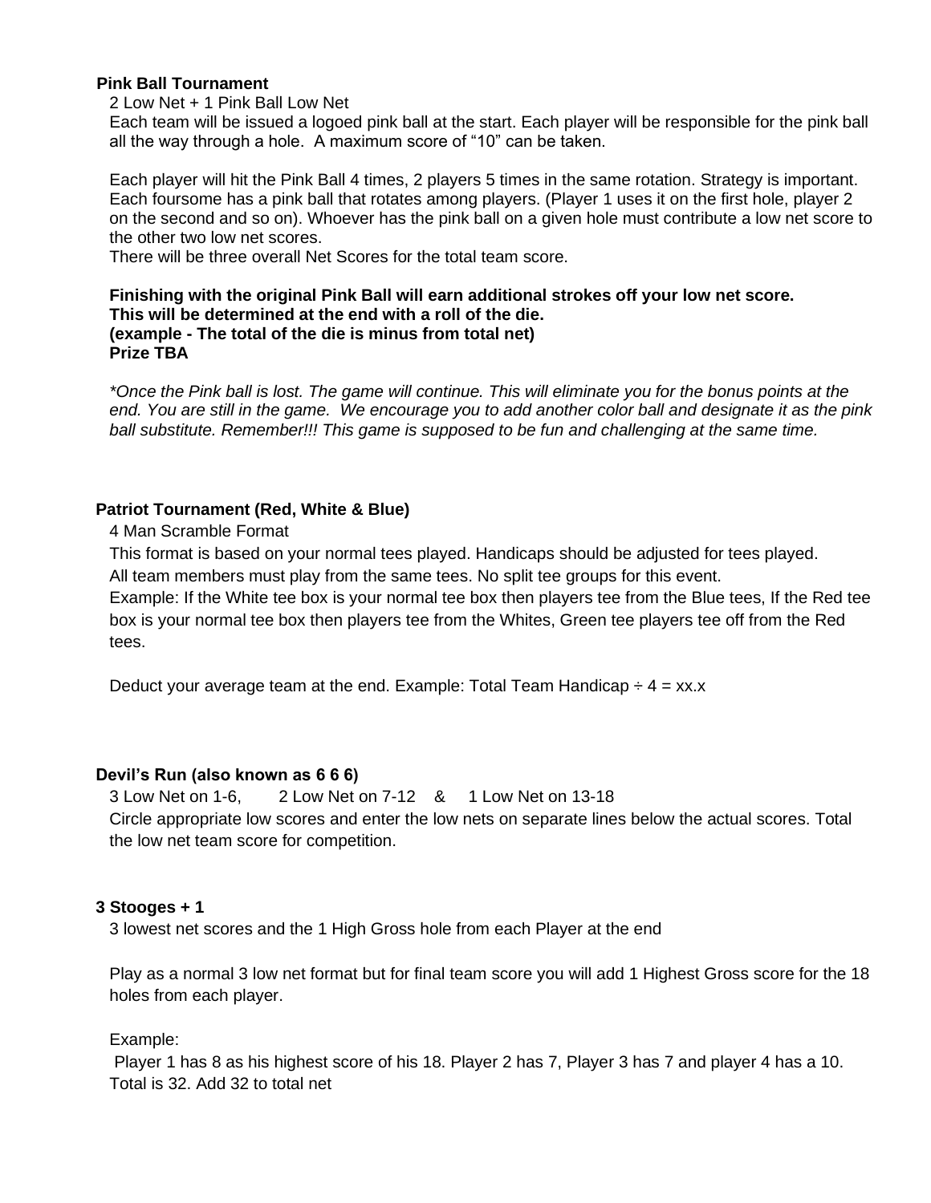**Pink Ball Tournament**

2 Low Net + 1 Pink Ball Low Net

Each team will be issued a logoed pink ball at the start. Each player will be responsible for the pink ball all the way through a hole. A maximum score of "10" can be taken.

Each player will hit the Pink Ball 4 times, 2 players 5 times in the same rotation. Strategy is important. Each foursome has a pink ball that rotates among players. (Player 1 uses it on the first hole, player 2 on the second and so on). Whoever has the pink ball on a given hole must contribute a low net score to the other two low net scores.

There will be three overall Net Scores for the total team score.

**Finishing with the original Pink Ball will earn additional strokes off your low net score.**
**This will be determined at the end with a roll of the die.**
**(example - The total of the die is minus from total net)**
**Prize TBA**

*\*Once the Pink ball is lost. The game will continue. This will eliminate you for the bonus points at the end. You are still in the game. We encourage you to add another color ball and designate it as the pink ball substitute. Remember!!! This game is supposed to be fun and challenging at the same time.*

**Patriot Tournament (Red, White & Blue)**

4 Man Scramble Format

This format is based on your normal tees played. Handicaps should be adjusted for tees played.

All team members must play from the same tees. No split tee groups for this event.

Example: If the White tee box is your normal tee box then players tee from the Blue tees, If the Red tee box is your normal tee box then players tee from the Whites, Green tee players tee off from the Red tees.

Deduct your average team at the end. Example: Total Team Handicap ÷ 4 = xx.x

**Devil's Run (also known as 6 6 6)**

3 Low Net on 1-6, 2 Low Net on 7-12 & 1 Low Net on 13-18

Circle appropriate low scores and enter the low nets on separate lines below the actual scores. Total the low net team score for competition.

**3 Stooges + 1**

3 lowest net scores and the 1 High Gross hole from each Player at the end

Play as a normal 3 low net format but for final team score you will add 1 Highest Gross score for the 18 holes from each player.

Example:

Player 1 has 8 as his highest score of his 18. Player 2 has 7, Player 3 has 7 and player 4 has a 10. Total is 32. Add 32 to total net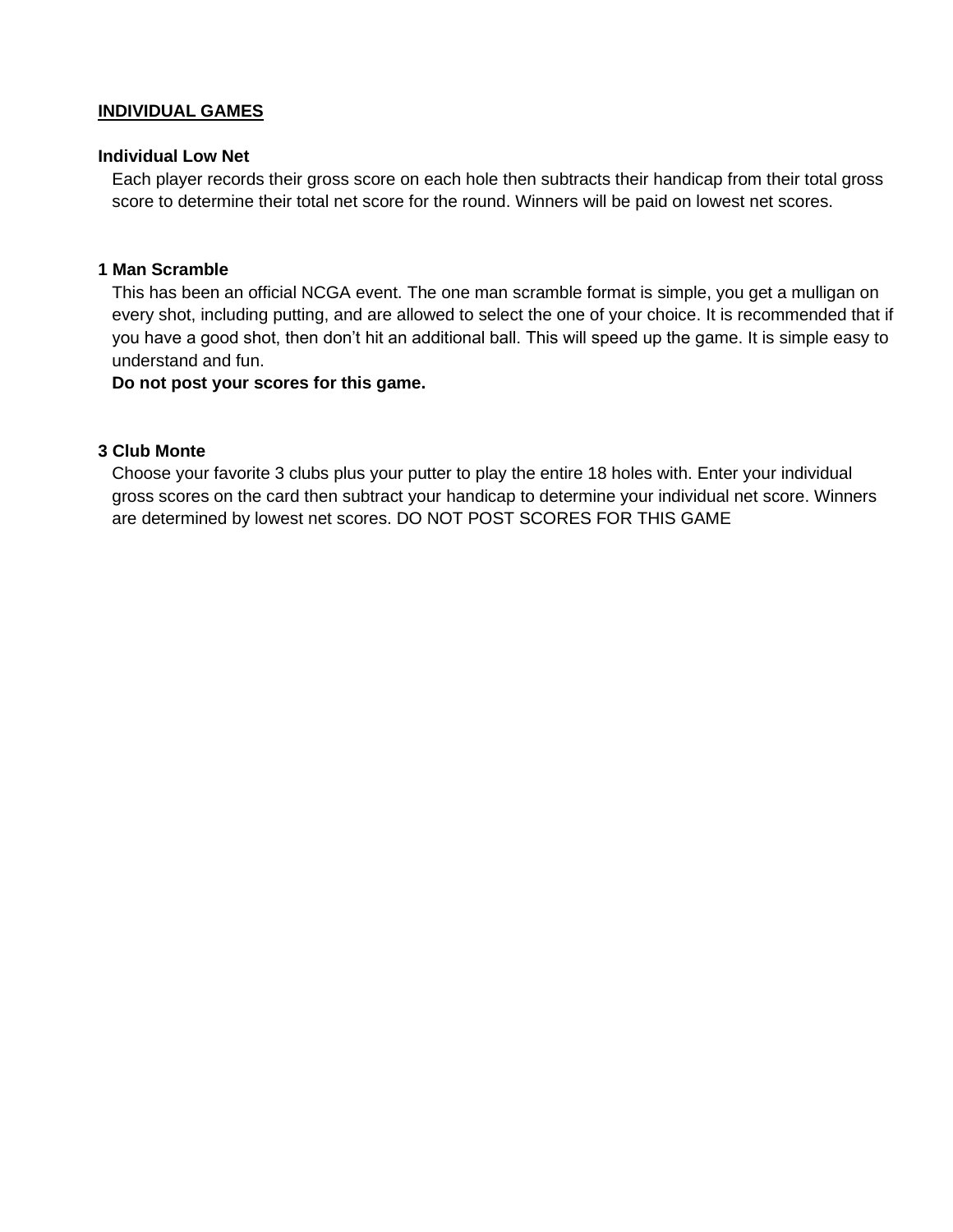## INDIVIDUAL GAMES

### Individual Low Net

Each player records their gross score on each hole then subtracts their handicap from their total gross score to determine their total net score for the round. Winners will be paid on lowest net scores.

### 1 Man Scramble

This has been an official NCGA event. The one man scramble format is simple, you get a mulligan on every shot, including putting, and are allowed to select the one of your choice. It is recommended that if you have a good shot, then don't hit an additional ball. This will speed up the game. It is simple easy to understand and fun.

**Do not post your scores for this game.**

### 3 Club Monte

Choose your favorite 3 clubs plus your putter to play the entire 18 holes with. Enter your individual gross scores on the card then subtract your handicap to determine your individual net score. Winners are determined by lowest net scores. DO NOT POST SCORES FOR THIS GAME